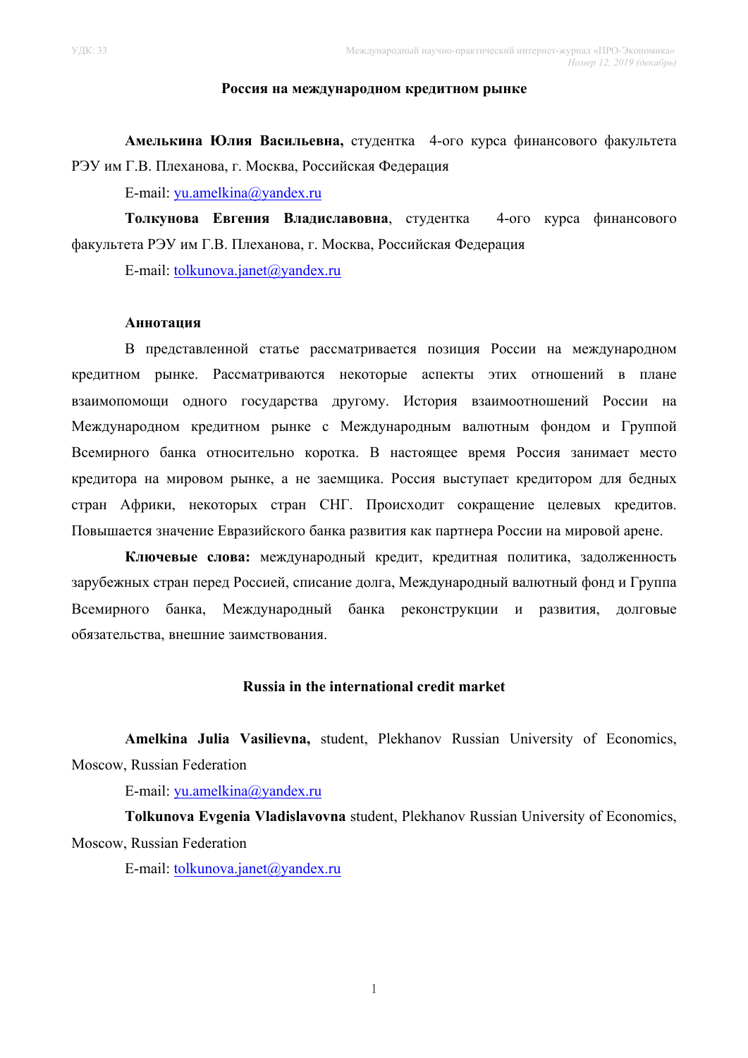УДК: 33

# Россия на международном кредитном рынке

**Амелькина Юлия Васильевна,** студентка 4-ого курса финансового факультета РЭУ им Г.В. Плеханова, г. Москва, Российская Федерация

E-mail: yu.amelkina@yandex.ru

**Толкунова Евгения Владиславовна**, студентка 4-ого курса финансового факультета РЭУ им Г.В. Плеханова, г. Москва, Российская Федерация

E-mail: tolkunova.janet@yandex.ru

**Аннотация**

В представленной статье рассматривается позиция России на международном кредитном рынке. Рассматриваются некоторые аспекты этих отношений в плане взаимопомощи одного государства другому. История взаимоотношений России на Международном кредитном рынке с Международным валютным фондом и Группой Всемирного банка относительно коротка. В настоящее время Россия занимает место кредитора на мировом рынке, а не заемщика. Россия выступает кредитором для бедных стран Африки, некоторых стран СНГ. Происходит сокращение целевых кредитов. Повышается значение Евразийского банка развития как партнера России на мировой арене.

**Ключевые слова:** международный кредит, кредитная политика, задолженность зарубежных стран перед Россией, списание долга, Международный валютный фонд и Группа Всемирного банка, Международный банка реконструкции и развития, долговые обязательства, внешние заимствования.

# Russia in the international credit market

**Amelkina Julia Vasilievna,** student, Plekhanov Russian University of Economics, Moscow, Russian Federation

E-mail: yu.amelkina@yandex.ru

**Tolkunova Evgenia Vladislavovna** student, Plekhanov Russian University of Economics, Moscow, Russian Federation

E-mail: tolkunova.janet@yandex.ru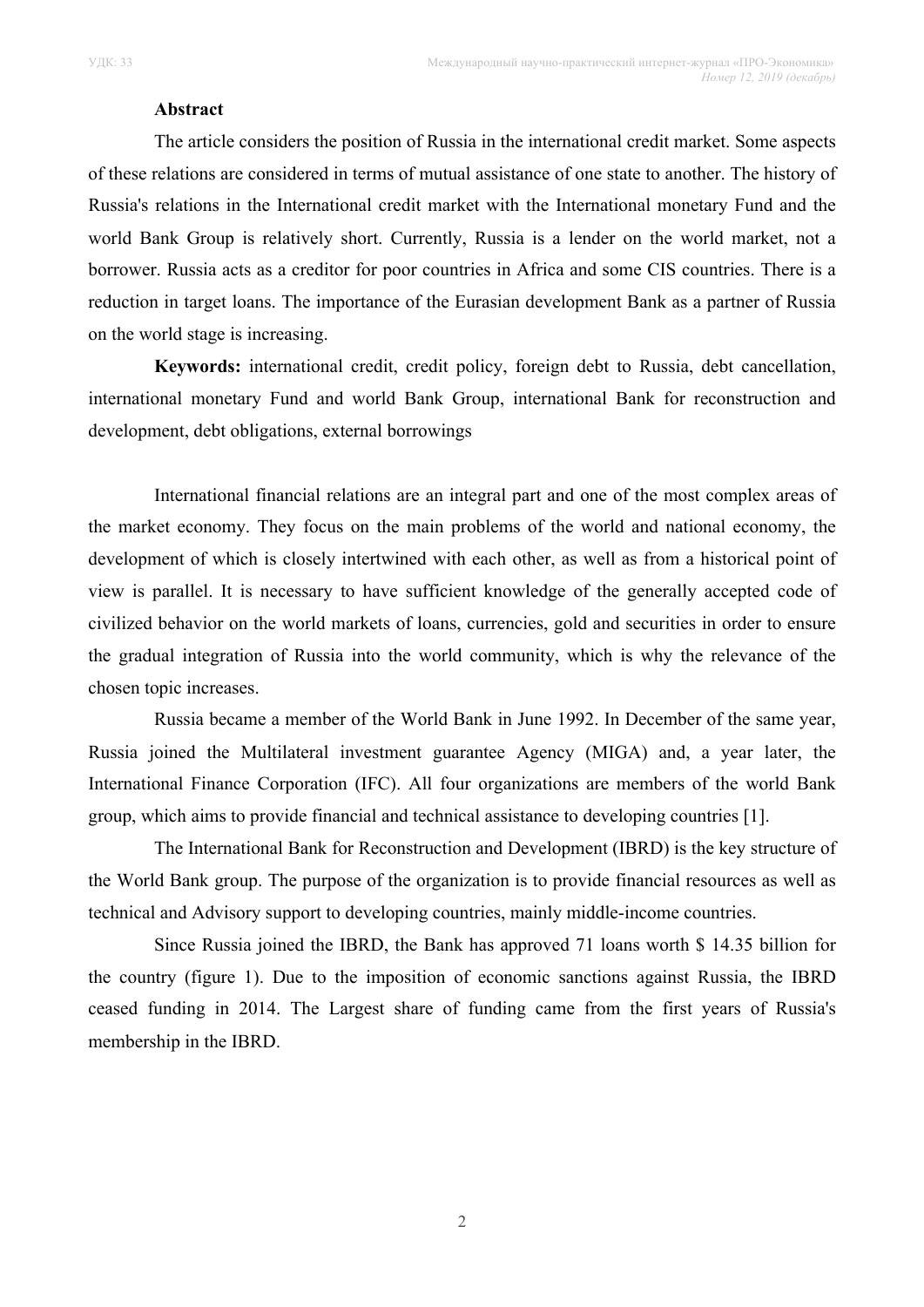**Abstract**

The article considers the position of Russia in the international credit market. Some aspects of these relations are considered in terms of mutual assistance of one state to another. The history of Russia's relations in the International credit market with the International monetary Fund and the world Bank Group is relatively short. Currently, Russia is a lender on the world market, not a borrower. Russia acts as a creditor for poor countries in Africa and some CIS countries. There is a reduction in target loans. The importance of the Eurasian development Bank as a partner of Russia on the world stage is increasing.

**Keywords:** international credit, credit policy, foreign debt to Russia, debt cancellation, international monetary Fund and world Bank Group, international Bank for reconstruction and development, debt obligations, external borrowings

International financial relations are an integral part and one of the most complex areas of the market economy. They focus on the main problems of the world and national economy, the development of which is closely intertwined with each other, as well as from a historical point of view is parallel. It is necessary to have sufficient knowledge of the generally accepted code of civilized behavior on the world markets of loans, currencies, gold and securities in order to ensure the gradual integration of Russia into the world community, which is why the relevance of the chosen topic increases.

Russia became a member of the World Bank in June 1992. In December of the same year, Russia joined the Multilateral investment guarantee Agency (MIGA) and, a year later, the International Finance Corporation (IFC). All four organizations are members of the world Bank group, which aims to provide financial and technical assistance to developing countries [1].

The International Bank for Reconstruction and Development (IBRD) is the key structure of the World Bank group. The purpose of the organization is to provide financial resources as well as technical and Advisory support to developing countries, mainly middle-income countries.

Since Russia joined the IBRD, the Bank has approved 71 loans worth $ 14.35 billion for the country (figure 1). Due to the imposition of economic sanctions against Russia, the IBRD ceased funding in 2014. The Largest share of funding came from the first years of Russia's membership in the IBRD.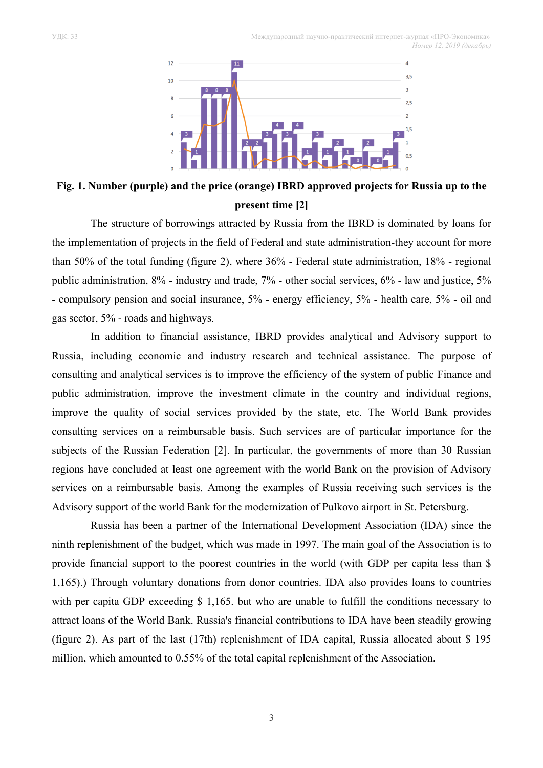**Fig. 1. Number (purple) and the price (orange) IBRD approved projects for Russia up to the present time [2]**

The structure of borrowings attracted by Russia from the IBRD is dominated by loans for the implementation of projects in the field of Federal and state administration-they account for more than 50% of the total funding (figure 2), where 36% - Federal state administration, 18% - regional public administration, 8% - industry and trade, 7% - other social services, 6% - law and justice, 5% - compulsory pension and social insurance, 5% - energy efficiency, 5% - health care, 5% - oil and gas sector, 5% - roads and highways.

In addition to financial assistance, IBRD provides analytical and Advisory support to Russia, including economic and industry research and technical assistance. The purpose of consulting and analytical services is to improve the efficiency of the system of public Finance and public administration, improve the investment climate in the country and individual regions, improve the quality of social services provided by the state, etc. The World Bank provides consulting services on a reimbursable basis. Such services are of particular importance for the subjects of the Russian Federation [2]. In particular, the governments of more than 30 Russian regions have concluded at least one agreement with the world Bank on the provision of Advisory services on a reimbursable basis. Among the examples of Russia receiving such services is the Advisory support of the world Bank for the modernization of Pulkovo airport in St. Petersburg.

Russia has been a partner of the International Development Association (IDA) since the ninth replenishment of the budget, which was made in 1997. The main goal of the Association is to provide financial support to the poorest countries in the world (with GDP per capita less than $ 1,165).) Through voluntary donations from donor countries. IDA also provides loans to countries with per capita GDP exceeding $ 1,165. but who are unable to fulfill the conditions necessary to attract loans of the World Bank. Russia's financial contributions to IDA have been steadily growing (figure 2). As part of the last (17th) replenishment of IDA capital, Russia allocated about $ 195 million, which amounted to 0.55% of the total capital replenishment of the Association.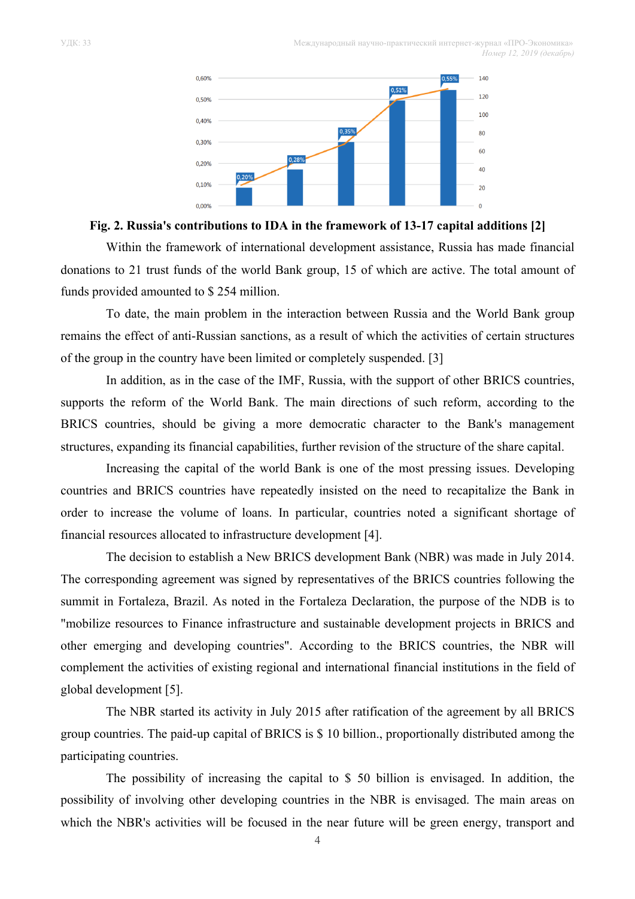**Fig. 2. Russia's contributions to IDA in the framework of 13-17 capital additions [2]**

Within the framework of international development assistance, Russia has made financial donations to 21 trust funds of the world Bank group, 15 of which are active. The total amount of funds provided amounted to $ 254 million.

To date, the main problem in the interaction between Russia and the World Bank group remains the effect of anti-Russian sanctions, as a result of which the activities of certain structures of the group in the country have been limited or completely suspended. [3]

In addition, as in the case of the IMF, Russia, with the support of other BRICS countries, supports the reform of the World Bank. The main directions of such reform, according to the BRICS countries, should be giving a more democratic character to the Bank's management structures, expanding its financial capabilities, further revision of the structure of the share capital.

Increasing the capital of the world Bank is one of the most pressing issues. Developing countries and BRICS countries have repeatedly insisted on the need to recapitalize the Bank in order to increase the volume of loans. In particular, countries noted a significant shortage of financial resources allocated to infrastructure development [4].

The decision to establish a New BRICS development Bank (NBR) was made in July 2014. The corresponding agreement was signed by representatives of the BRICS countries following the summit in Fortaleza, Brazil. As noted in the Fortaleza Declaration, the purpose of the NDB is to "mobilize resources to Finance infrastructure and sustainable development projects in BRICS and other emerging and developing countries". According to the BRICS countries, the NBR will complement the activities of existing regional and international financial institutions in the field of global development [5].

The NBR started its activity in July 2015 after ratification of the agreement by all BRICS group countries. The paid-up capital of BRICS is $ 10 billion., proportionally distributed among the participating countries.

The possibility of increasing the capital to $ 50 billion is envisaged. In addition, the possibility of involving other developing countries in the NBR is envisaged. The main areas on which the NBR's activities will be focused in the near future will be green energy, transport and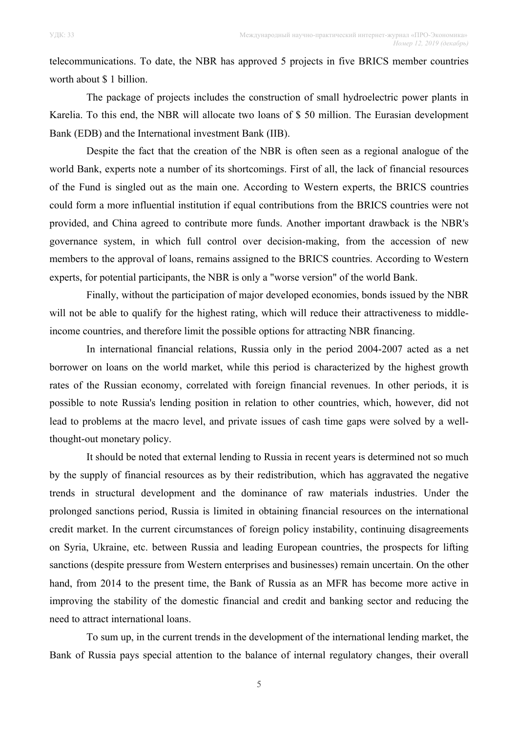telecommunications. To date, the NBR has approved 5 projects in five BRICS member countries worth about $ 1 billion.

The package of projects includes the construction of small hydroelectric power plants in Karelia. To this end, the NBR will allocate two loans of $ 50 million. The Eurasian development Bank (EDB) and the International investment Bank (IIB).

Despite the fact that the creation of the NBR is often seen as a regional analogue of the world Bank, experts note a number of its shortcomings. First of all, the lack of financial resources of the Fund is singled out as the main one. According to Western experts, the BRICS countries could form a more influential institution if equal contributions from the BRICS countries were not provided, and China agreed to contribute more funds. Another important drawback is the NBR's governance system, in which full control over decision-making, from the accession of new members to the approval of loans, remains assigned to the BRICS countries. According to Western experts, for potential participants, the NBR is only a "worse version" of the world Bank.

Finally, without the participation of major developed economies, bonds issued by the NBR will not be able to qualify for the highest rating, which will reduce their attractiveness to middle-income countries, and therefore limit the possible options for attracting NBR financing.

In international financial relations, Russia only in the period 2004-2007 acted as a net borrower on loans on the world market, while this period is characterized by the highest growth rates of the Russian economy, correlated with foreign financial revenues. In other periods, it is possible to note Russia's lending position in relation to other countries, which, however, did not lead to problems at the macro level, and private issues of cash time gaps were solved by a well-thought-out monetary policy.

It should be noted that external lending to Russia in recent years is determined not so much by the supply of financial resources as by their redistribution, which has aggravated the negative trends in structural development and the dominance of raw materials industries. Under the prolonged sanctions period, Russia is limited in obtaining financial resources on the international credit market. In the current circumstances of foreign policy instability, continuing disagreements on Syria, Ukraine, etc. between Russia and leading European countries, the prospects for lifting sanctions (despite pressure from Western enterprises and businesses) remain uncertain. On the other hand, from 2014 to the present time, the Bank of Russia as an MFR has become more active in improving the stability of the domestic financial and credit and banking sector and reducing the need to attract international loans.

To sum up, in the current trends in the development of the international lending market, the Bank of Russia pays special attention to the balance of internal regulatory changes, their overall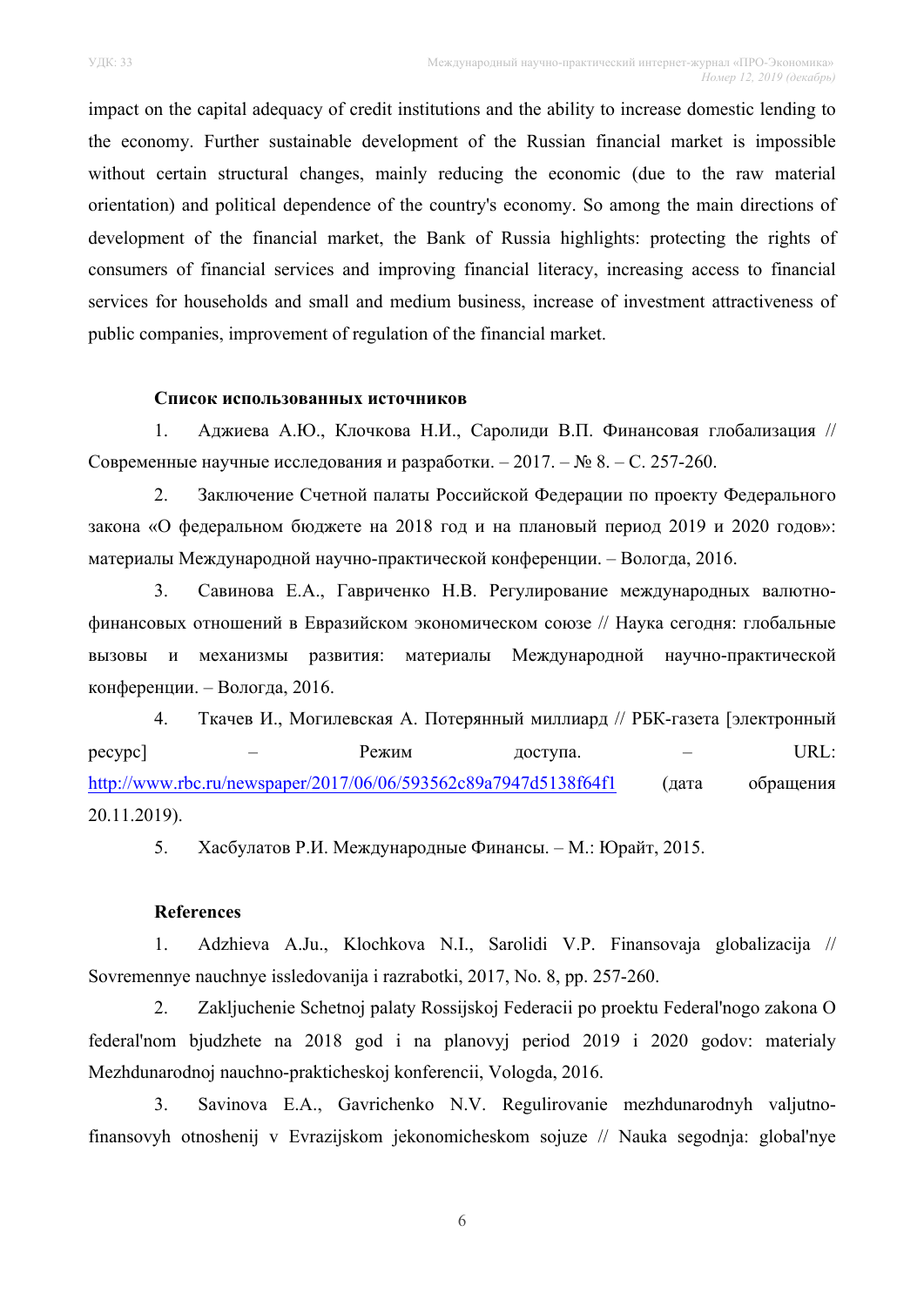impact on the capital adequacy of credit institutions and the ability to increase domestic lending to the economy. Further sustainable development of the Russian financial market is impossible without certain structural changes, mainly reducing the economic (due to the raw material orientation) and political dependence of the country's economy. So among the main directions of development of the financial market, the Bank of Russia highlights: protecting the rights of consumers of financial services and improving financial literacy, increasing access to financial services for households and small and medium business, increase of investment attractiveness of public companies, improvement of regulation of the financial market.

**Список использованных источников**

1. Аджиева А.Ю., Клочкова Н.И., Саролиди В.П. Финансовая глобализация // Современные научные исследования и разработки. – 2017. – № 8. – С. 257-260.
2. Заключение Счетной палаты Российской Федерации по проекту Федерального закона «О федеральном бюджете на 2018 год и на плановый период 2019 и 2020 годов»: материалы Международной научно-практической конференции. – Вологда, 2016.
3. Савинова Е.А., Гавриченко Н.В. Регулирование международных валютно-финансовых отношений в Евразийском экономическом союзе // Наука сегодня: глобальные вызовы и механизмы развития: материалы Международной научно-практической конференции. – Вологда, 2016.
4. Ткачев И., Могилевская А. Потерянный миллиард // РБК-газета [электронный ресурс] – Режим доступа. – URL: http://www.rbc.ru/newspaper/2017/06/06/593562c89a7947d5138f64f1 (дата обращения 20.11.2019).
5. Хасбулатов Р.И. Международные Финансы. – М.: Юрайт, 2015.

**References**

1. Adzhieva A.Ju., Klochkova N.I., Sarolidi V.P. Finansovaja globalizacija // Sovremennye nauchnye issledovanija i razrabotki, 2017, No. 8, pp. 257-260.
2. Zakljuchenie Schetnoj palaty Rossijskoj Federacii po proektu Federal'nogo zakona O federal'nom bjudzhete na 2018 god i na planovyj period 2019 i 2020 godov: materialy Mezhdunarodnoj nauchno-prakticheskoj konferencii, Vologda, 2016.
3. Savinova E.A., Gavrichenko N.V. Regulirovanie mezhdunarodnyh valjutno-finansovyh otnoshenij v Evrazijskom jekonomicheskom sojuze // Nauka segodnja: global'nye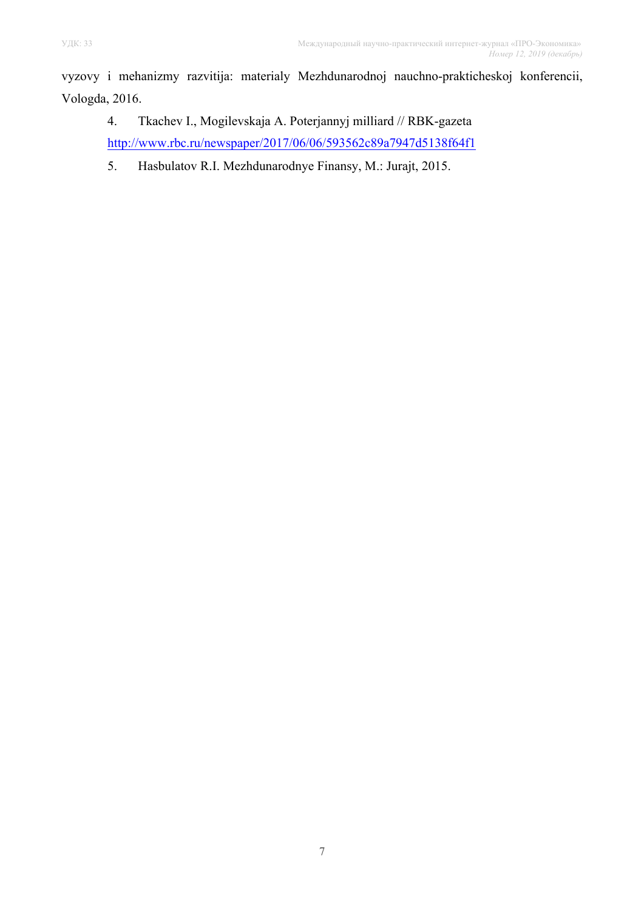vyzovy i mehanizmy razvitija: materialy Mezhdunarodnoj nauchno-prakticheskoj konferencii, Vologda, 2016.

4. Tkachev I., Mogilevskaja A. Poterjannyj milliard // RBK-gazeta http://www.rbc.ru/newspaper/2017/06/06/593562c89a7947d5138f64f1

5. Hasbulatov R.I. Mezhdunarodnye Finansy, M.: Jurajt, 2015.